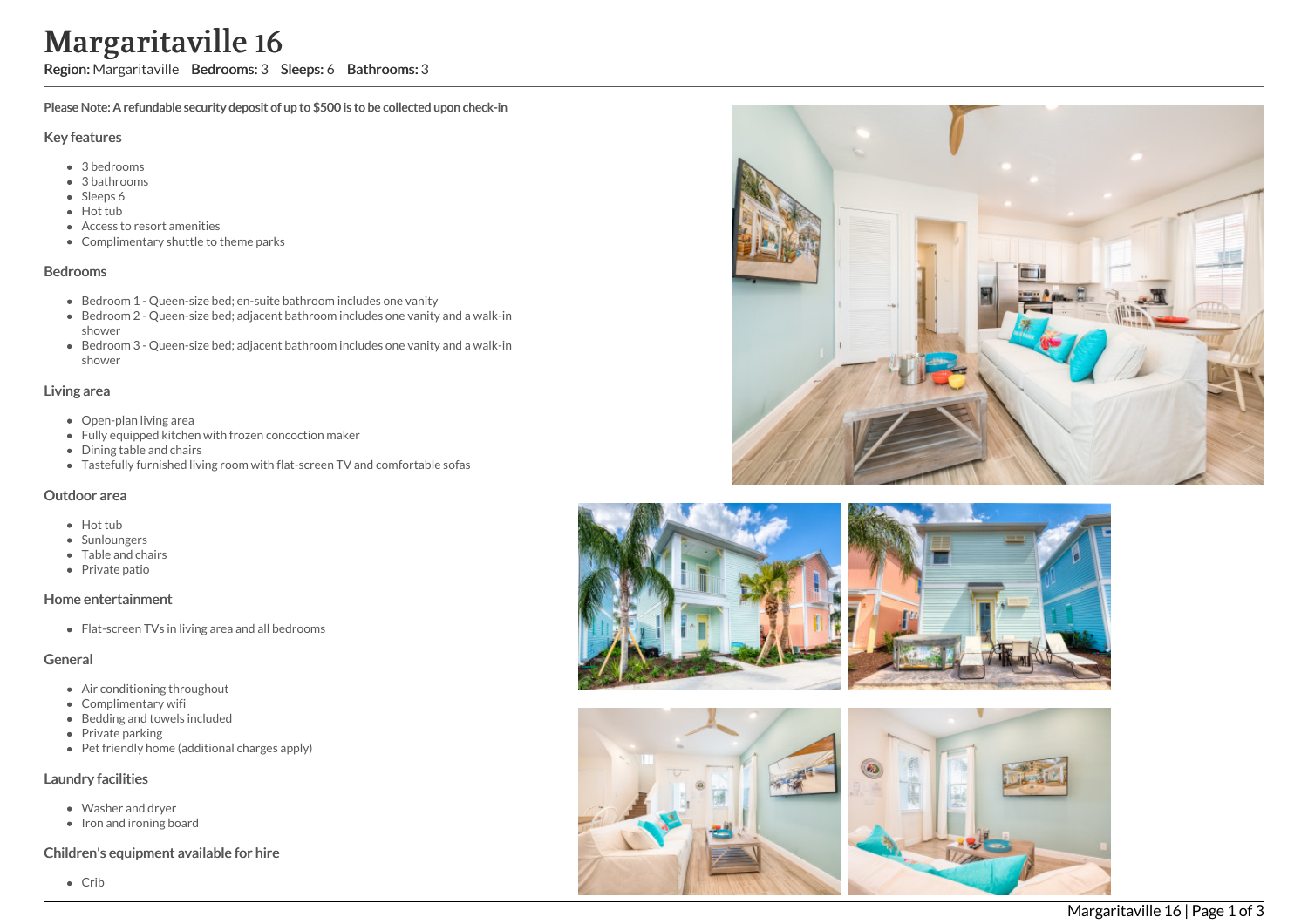# Margaritaville 16

**Region:** Margaritaville **Bedrooms:** 3 **Sleeps:** 6 **Bathrooms:** 3

**Please Note: A refundable security deposit of up to $500 is to be collected upon check-in**

## Key features

- 3 bedrooms
- 3 bathrooms
- Sleeps 6
- Hot tub
- Access to resort amenities
- Complimentary shuttle to theme parks

## Bedrooms

- Bedroom 1 - Queen-size bed; en-suite bathroom includes one vanity
- Bedroom 2 - Queen-size bed; adjacent bathroom includes one vanity and a walk-in shower
- Bedroom 3 - Queen-size bed; adjacent bathroom includes one vanity and a walk-in shower

## Living area

- Open-plan living area
- Fully equipped kitchen with frozen concoction maker
- Dining table and chairs
- Tastefully furnished living room with flat-screen TV and comfortable sofas

## Outdoor area

- Hot tub
- Sunloungers
- Table and chairs
- Private patio

## Home entertainment

- Flat-screen TVs in living area and all bedrooms

## General

- Air conditioning throughout
- Complimentary wifi
- Bedding and towels included
- Private parking
- Pet friendly home (additional charges apply)

## Laundry facilities

- Washer and dryer
- Iron and ironing board

## Children's equipment available for hire

- Crib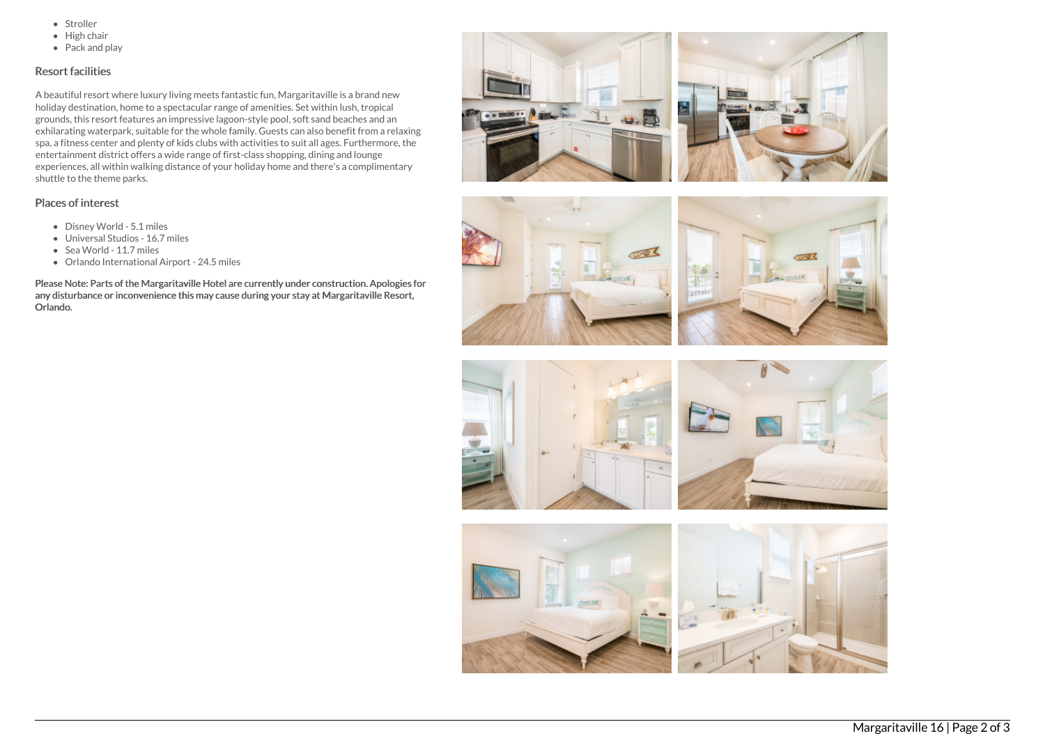- Stroller
- High chair
- Pack and play

## Resort facilities

A beautiful resort where luxury living meets fantastic fun, Margaritaville is a brand new holiday destination, home to a spectacular range of amenities. Set within lush, tropical grounds, this resort features an impressive lagoon-style pool, soft sand beaches and an exhilarating waterpark, suitable for the whole family. Guests can also benefit from a relaxing spa, a fitness center and plenty of kids clubs with activities to suit all ages. Furthermore, the entertainment district offers a wide range of first-class shopping, dining and lounge experiences, all within walking distance of your holiday home and there's a complimentary shuttle to the theme parks.

## Places of interest

- Disney World - 5.1 miles
- Universal Studios - 16.7 miles
- Sea World - 11.7 miles
- Orlando International Airport - 24.5 miles

**Please Note: Parts of the Margaritaville Hotel are currently under construction. Apologies for any disturbance or inconvenience this may cause during your stay at Margaritaville Resort, Orlando.**